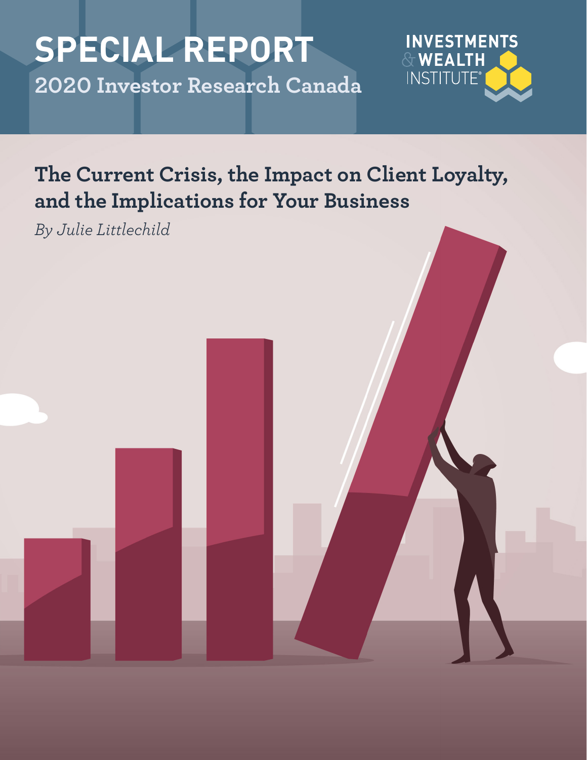# SPECIAL REPORT

## 2020 Investor Research Canada

INVESTMENTS & WEALTH INSTITUTE®

## The Current Crisis, the Impact on Client Loyalty, and the Implications for Your Business

*By Julie Littlechild*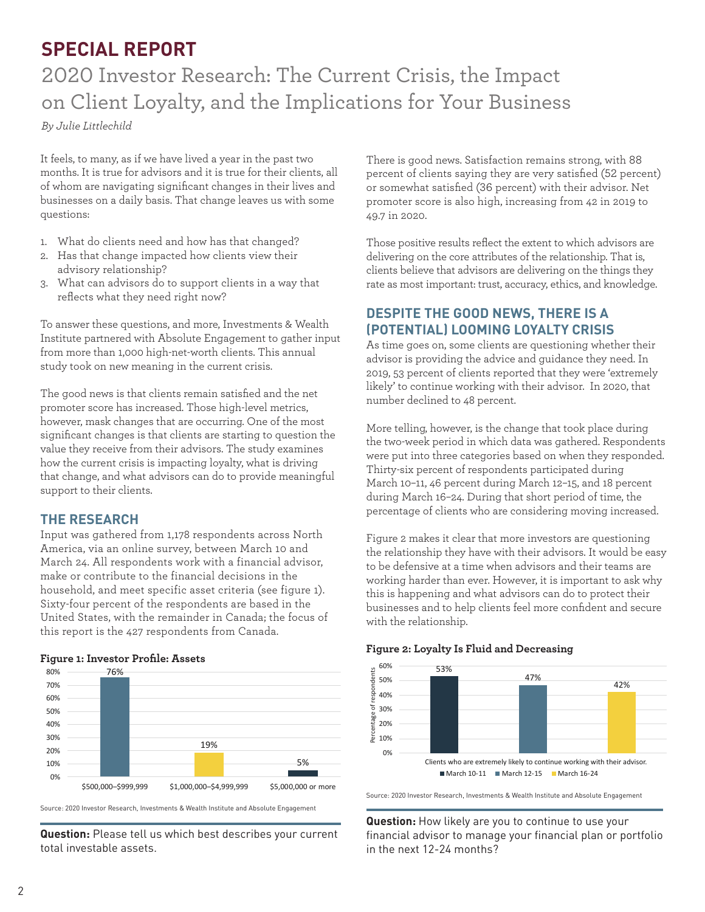# SPECIAL REPORT

## 2020 Investor Research: The Current Crisis, the Impact on Client Loyalty, and the Implications for Your Business

*By Julie Littlechild*

It feels, to many, as if we have lived a year in the past two months. It is true for advisors and it is true for their clients, all of whom are navigating significant changes in their lives and businesses on a daily basis. That change leaves us with some questions:

1. What do clients need and how has that changed?
2. Has that change impacted how clients view their advisory relationship?
3. What can advisors do to support clients in a way that reflects what they need right now?

To answer these questions, and more, Investments & Wealth Institute partnered with Absolute Engagement to gather input from more than 1,000 high-net-worth clients. This annual study took on new meaning in the current crisis.

The good news is that clients remain satisfied and the net promoter score has increased. Those high-level metrics, however, mask changes that are occurring. One of the most significant changes is that clients are starting to question the value they receive from their advisors. The study examines how the current crisis is impacting loyalty, what is driving that change, and what advisors can do to provide meaningful support to their clients.

### THE RESEARCH

Input was gathered from 1,178 respondents across North America, via an online survey, between March 10 and March 24. All respondents work with a financial advisor, make or contribute to the financial decisions in the household, and meet specific asset criteria (see figure 1). Sixty-four percent of the respondents are based in the United States, with the remainder in Canada; the focus of this report is the 427 respondents from Canada.

**Figure 1: Investor Profile: Assets**

| Total investable assets | Percentage |
|---|---|
| $500,000–$999,999 | 76% |
| $1,000,000–$4,999,999 | 19% |
| $5,000,000 or more | 5% |

Source: 2020 Investor Research, Investments & Wealth Institute and Absolute Engagement

**Question:** Please tell us which best describes your current total investable assets.

There is good news. Satisfaction remains strong, with 88 percent of clients saying they are very satisfied (52 percent) or somewhat satisfied (36 percent) with their advisor. Net promoter score is also high, increasing from 42 in 2019 to 49.7 in 2020.

Those positive results reflect the extent to which advisors are delivering on the core attributes of the relationship. That is, clients believe that advisors are delivering on the things they rate as most important: trust, accuracy, ethics, and knowledge.

### DESPITE THE GOOD NEWS, THERE IS A (POTENTIAL) LOOMING LOYALTY CRISIS

As time goes on, some clients are questioning whether their advisor is providing the advice and guidance they need. In 2019, 53 percent of clients reported that they were 'extremely likely' to continue working with their advisor. In 2020, that number declined to 48 percent.

More telling, however, is the change that took place during the two-week period in which data was gathered. Respondents were put into three categories based on when they responded. Thirty-six percent of respondents participated during March 10–11, 46 percent during March 12–15, and 18 percent during March 16–24. During that short period of time, the percentage of clients who are considering moving increased.

Figure 2 makes it clear that more investors are questioning the relationship they have with their advisors. It would be easy to be defensive at a time when advisors and their teams are working harder than ever. However, it is important to ask why this is happening and what advisors can do to protect their businesses and to help clients feel more confident and secure with the relationship.

**Figure 2: Loyalty Is Fluid and Decreasing**

Clients who are extremely likely to continue working with their advisor (percentage of respondents).

| Period | Percentage of respondents |
|---|---|
| March 10-11 | 53% |
| March 12-15 | 47% |
| March 16-24 | 42% |

Source: 2020 Investor Research, Investments & Wealth Institute and Absolute Engagement

**Question:** How likely are you to continue to use your financial advisor to manage your financial plan or portfolio in the next 12-24 months?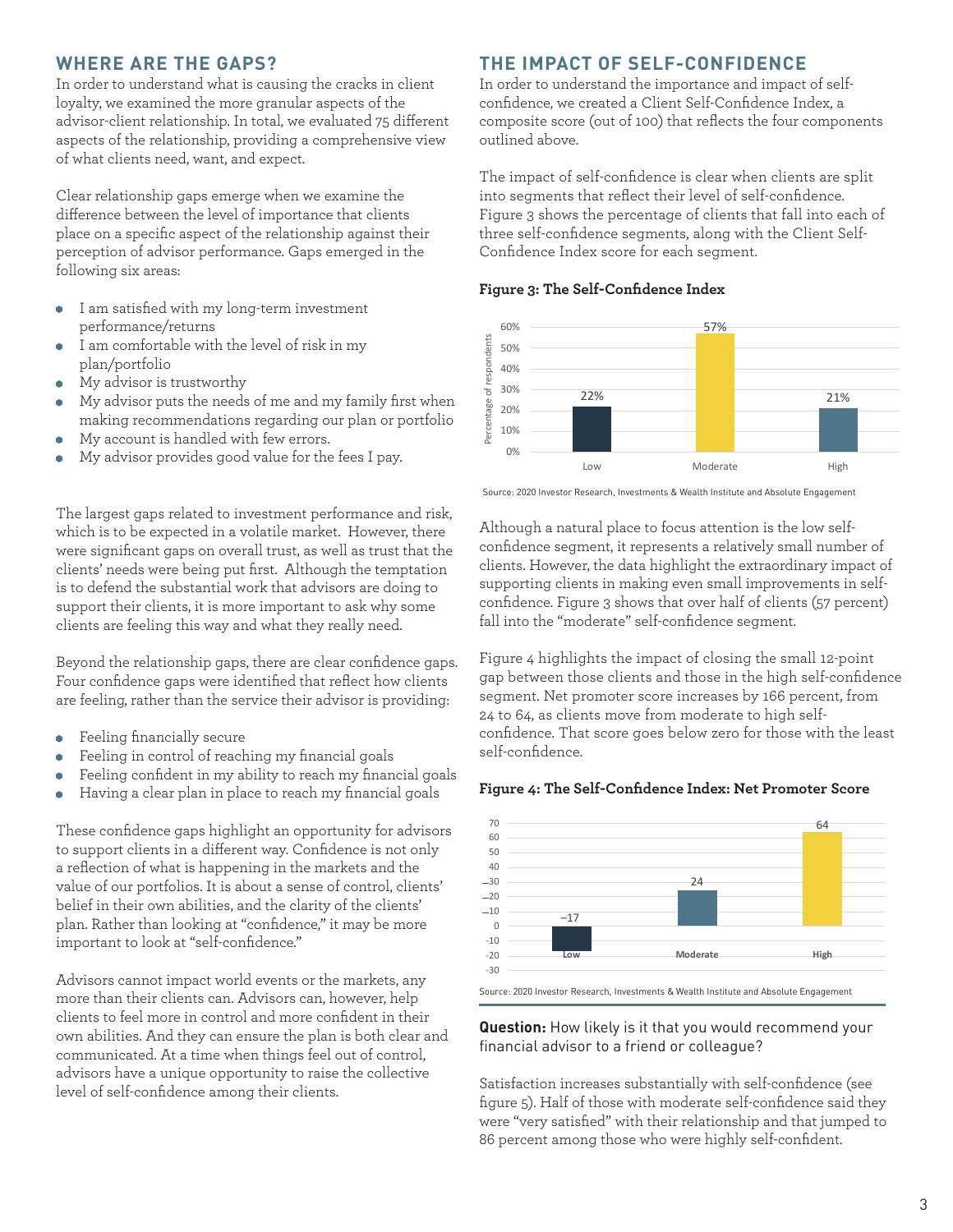## WHERE ARE THE GAPS?

In order to understand what is causing the cracks in client loyalty, we examined the more granular aspects of the advisor-client relationship. In total, we evaluated 75 different aspects of the relationship, providing a comprehensive view of what clients need, want, and expect.

Clear relationship gaps emerge when we examine the difference between the level of importance that clients place on a specific aspect of the relationship against their perception of advisor performance. Gaps emerged in the following six areas:

- I am satisfied with my long-term investment performance/returns
- I am comfortable with the level of risk in my plan/portfolio
- My advisor is trustworthy
- My advisor puts the needs of me and my family first when making recommendations regarding our plan or portfolio
- My account is handled with few errors.
- My advisor provides good value for the fees I pay.

The largest gaps related to investment performance and risk, which is to be expected in a volatile market. However, there were significant gaps on overall trust, as well as trust that the clients' needs were being put first. Although the temptation is to defend the substantial work that advisors are doing to support their clients, it is more important to ask why some clients are feeling this way and what they really need.

Beyond the relationship gaps, there are clear confidence gaps. Four confidence gaps were identified that reflect how clients are feeling, rather than the service their advisor is providing:

- Feeling financially secure
- Feeling in control of reaching my financial goals
- Feeling confident in my ability to reach my financial goals
- Having a clear plan in place to reach my financial goals

These confidence gaps highlight an opportunity for advisors to support clients in a different way. Confidence is not only a reflection of what is happening in the markets and the value of our portfolios. It is about a sense of control, clients' belief in their own abilities, and the clarity of the clients' plan. Rather than looking at "confidence," it may be more important to look at "self-confidence."

Advisors cannot impact world events or the markets, any more than their clients can. Advisors can, however, help clients to feel more in control and more confident in their own abilities. And they can ensure the plan is both clear and communicated. At a time when things feel out of control, advisors have a unique opportunity to raise the collective level of self-confidence among their clients.

## THE IMPACT OF SELF-CONFIDENCE

In order to understand the importance and impact of self-confidence, we created a Client Self-Confidence Index, a composite score (out of 100) that reflects the four components outlined above.

The impact of self-confidence is clear when clients are split into segments that reflect their level of self-confidence. Figure 3 shows the percentage of clients that fall into each of three self-confidence segments, along with the Client Self-Confidence Index score for each segment.

**Figure 3: The Self-Confidence Index**

| Segment | Percentage of respondents |
|---|---|
| Low | 22% |
| Moderate | 57% |
| High | 21% |

Source: 2020 Investor Research, Investments & Wealth Institute and Absolute Engagement

Although a natural place to focus attention is the low self-confidence segment, it represents a relatively small number of clients. However, the data highlight the extraordinary impact of supporting clients in making even small improvements in self-confidence. Figure 3 shows that over half of clients (57 percent) fall into the "moderate" self-confidence segment.

Figure 4 highlights the impact of closing the small 12-point gap between those clients and those in the high self-confidence segment. Net promoter score increases by 166 percent, from 24 to 64, as clients move from moderate to high self-confidence. That score goes below zero for those with the least self-confidence.

**Figure 4: The Self-Confidence Index: Net Promoter Score**

| Segment | Net Promoter Score |
|---|---|
| Low | –17 |
| Moderate | 24 |
| High | 64 |

Source: 2020 Investor Research, Investments & Wealth Institute and Absolute Engagement

**Question:** How likely is it that you would recommend your financial advisor to a friend or colleague?

Satisfaction increases substantially with self-confidence (see figure 5). Half of those with moderate self-confidence said they were "very satisfied" with their relationship and that jumped to 86 percent among those who were highly self-confident.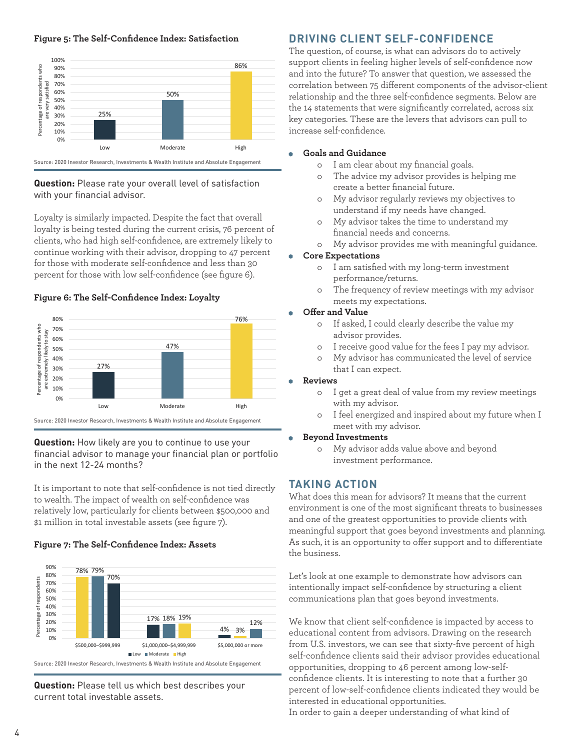**Figure 5: The Self-Confidence Index: Satisfaction**

| Self-confidence | Percentage of respondents who are very satisfied |
|---|---|
| Low | 25% |
| Moderate | 50% |
| High | 86% |

Source: 2020 Investor Research, Investments & Wealth Institute and Absolute Engagement

**Question:** Please rate your overall level of satisfaction with your financial advisor.

Loyalty is similarly impacted. Despite the fact that overall loyalty is being tested during the current crisis, 76 percent of clients, who had high self-confidence, are extremely likely to continue working with their advisor, dropping to 47 percent for those with moderate self-confidence and less than 30 percent for those with low self-confidence (see figure 6).

**Figure 6: The Self-Confidence Index: Loyalty**

| Self-confidence | Percentage of respondents who are extremely likely to stay |
|---|---|
| Low | 27% |
| Moderate | 47% |
| High | 76% |

Source: 2020 Investor Research, Investments & Wealth Institute and Absolute Engagement

**Question:** How likely are you to continue to use your financial advisor to manage your financial plan or portfolio in the next 12-24 months?

It is important to note that self-confidence is not tied directly to wealth. The impact of wealth on self-confidence was relatively low, particularly for clients between $500,000 and $1 million in total investable assets (see figure 7).

**Figure 7: The Self-Confidence Index: Assets**

| Total investable assets | Low | Moderate | High |
|---|---|---|---|
| $500,000–$999,999 | 70% | 79% | 78% |
| $1,000,000–$4,999,999 | 17% | 18% | 19% |
| $5,000,000 or more | 4% | 12% | 3% |

Source: 2020 Investor Research, Investments & Wealth Institute and Absolute Engagement

**Question:** Please tell us which best describes your current total investable assets.

## DRIVING CLIENT SELF-CONFIDENCE

The question, of course, is what can advisors do to actively support clients in feeling higher levels of self-confidence now and into the future? To answer that question, we assessed the correlation between 75 different components of the advisor-client relationship and the three self-confidence segments. Below are the 14 statements that were significantly correlated, across six key categories. These are the levers that advisors can pull to increase self-confidence.

- **Goals and Guidance**
  - I am clear about my financial goals.
  - The advice my advisor provides is helping me create a better financial future.
  - My advisor regularly reviews my objectives to understand if my needs have changed.
  - My advisor takes the time to understand my financial needs and concerns.
  - My advisor provides me with meaningful guidance.
- **Core Expectations**
  - I am satisfied with my long-term investment performance/returns.
  - The frequency of review meetings with my advisor meets my expectations.
- **Offer and Value**
  - If asked, I could clearly describe the value my advisor provides.
  - I receive good value for the fees I pay my advisor.
  - My advisor has communicated the level of service that I can expect.
- **Reviews**
  - I get a great deal of value from my review meetings with my advisor.
  - I feel energized and inspired about my future when I meet with my advisor.
- **Beyond Investments**
  - My advisor adds value above and beyond investment performance.

## TAKING ACTION

What does this mean for advisors? It means that the current environment is one of the most significant threats to businesses and one of the greatest opportunities to provide clients with meaningful support that goes beyond investments and planning. As such, it is an opportunity to offer support and to differentiate the business.

Let's look at one example to demonstrate how advisors can intentionally impact self-confidence by structuring a client communications plan that goes beyond investments.

We know that client self-confidence is impacted by access to educational content from advisors. Drawing on the research from U.S. investors, we can see that sixty-five percent of high self-confidence clients said their advisor provides educational opportunities, dropping to 46 percent among low-self-confidence clients. It is interesting to note that a further 30 percent of low-self-confidence clients indicated they would be interested in educational opportunities.
In order to gain a deeper understanding of what kind of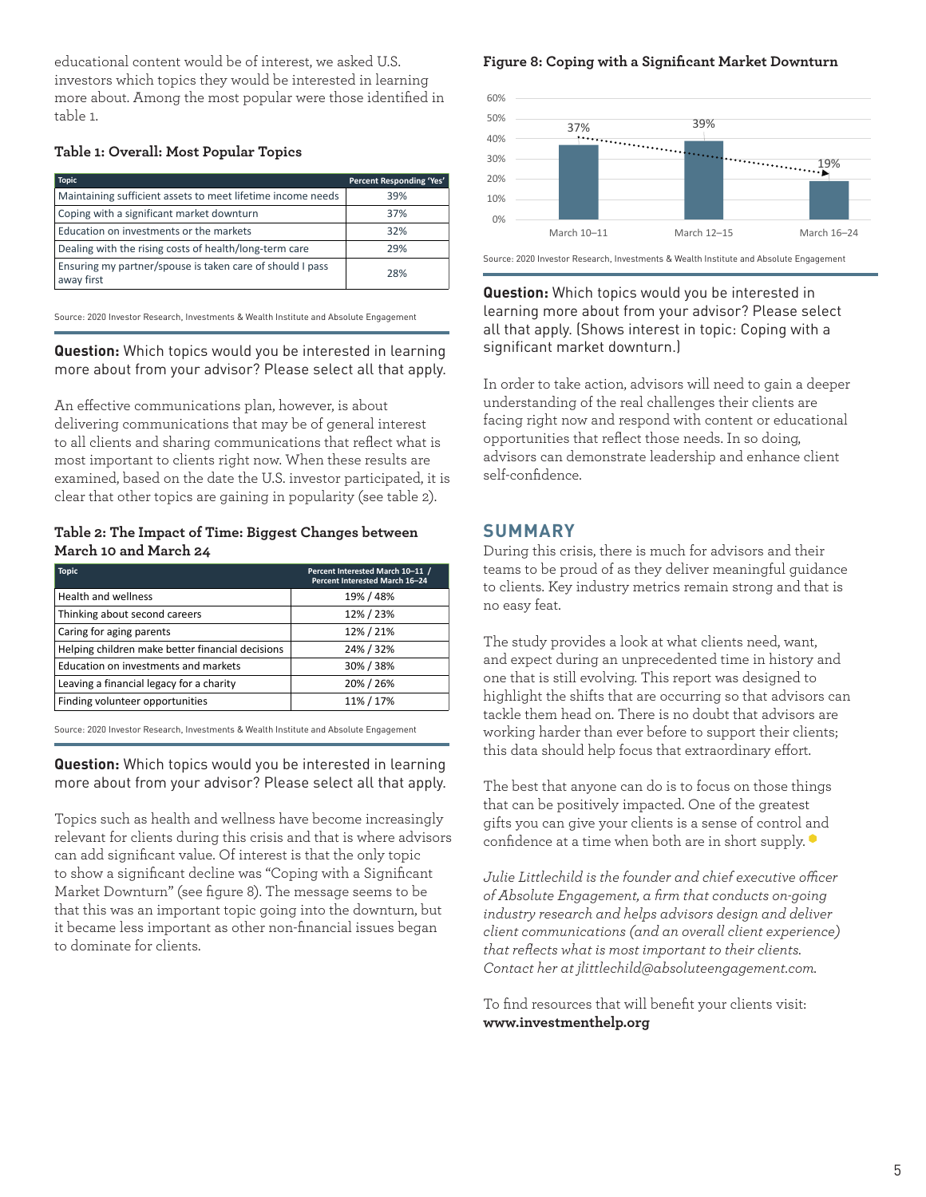educational content would be of interest, we asked U.S. investors which topics they would be interested in learning more about. Among the most popular were those identified in table 1.

### Table 1: Overall: Most Popular Topics

| Topic | Percent Responding 'Yes' |
|---|---|
| Maintaining sufficient assets to meet lifetime income needs | 39% |
| Coping with a significant market downturn | 37% |
| Education on investments or the markets | 32% |
| Dealing with the rising costs of health/long-term care | 29% |
| Ensuring my partner/spouse is taken care of should I pass away first | 28% |

Source: 2020 Investor Research, Investments & Wealth Institute and Absolute Engagement

**Question:** Which topics would you be interested in learning more about from your advisor? Please select all that apply.

An effective communications plan, however, is about delivering communications that may be of general interest to all clients and sharing communications that reflect what is most important to clients right now. When these results are examined, based on the date the U.S. investor participated, it is clear that other topics are gaining in popularity (see table 2).

### Table 2: The Impact of Time: Biggest Changes between March 10 and March 24

| Topic | Percent Interested March 10–11 / Percent Interested March 16–24 |
|---|---|
| Health and wellness | 19% / 48% |
| Thinking about second careers | 12% / 23% |
| Caring for aging parents | 12% / 21% |
| Helping children make better financial decisions | 24% / 32% |
| Education on investments and markets | 30% / 38% |
| Leaving a financial legacy for a charity | 20% / 26% |
| Finding volunteer opportunities | 11% / 17% |

Source: 2020 Investor Research, Investments & Wealth Institute and Absolute Engagement

**Question:** Which topics would you be interested in learning more about from your advisor? Please select all that apply.

Topics such as health and wellness have become increasingly relevant for clients during this crisis and that is where advisors can add significant value. Of interest is that the only topic to show a significant decline was "Coping with a Significant Market Downturn" (see figure 8). The message seems to be that this was an important topic going into the downturn, but it became less important as other non-financial issues began to dominate for clients.

### Figure 8: Coping with a Significant Market Downturn

| Period | Percent |
|---|---|
| March 10–11 | 37% |
| March 12–15 | 39% |
| March 16–24 | 19% |

Source: 2020 Investor Research, Investments & Wealth Institute and Absolute Engagement

**Question:** Which topics would you be interested in learning more about from your advisor? Please select all that apply. (Shows interest in topic: Coping with a significant market downturn.)

In order to take action, advisors will need to gain a deeper understanding of the real challenges their clients are facing right now and respond with content or educational opportunities that reflect those needs. In so doing, advisors can demonstrate leadership and enhance client self-confidence.

## SUMMARY

During this crisis, there is much for advisors and their teams to be proud of as they deliver meaningful guidance to clients. Key industry metrics remain strong and that is no easy feat.

The study provides a look at what clients need, want, and expect during an unprecedented time in history and one that is still evolving. This report was designed to highlight the shifts that are occurring so that advisors can tackle them head on. There is no doubt that advisors are working harder than ever before to support their clients; this data should help focus that extraordinary effort.

The best that anyone can do is to focus on those things that can be positively impacted. One of the greatest gifts you can give your clients is a sense of control and confidence at a time when both are in short supply.

*Julie Littlechild is the founder and chief executive officer of Absolute Engagement, a firm that conducts on-going industry research and helps advisors design and deliver client communications (and an overall client experience) that reflects what is most important to their clients. Contact her at jlittlechild@absoluteengagement.com.*

To find resources that will benefit your clients visit: **www.investmenthelp.org**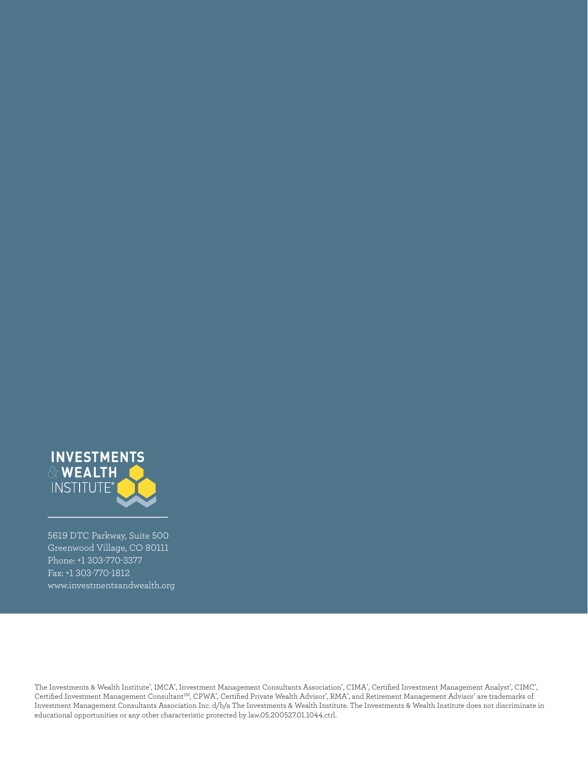INVESTMENTS & WEALTH INSTITUTE®

5619 DTC Parkway, Suite 500
Greenwood Village, CO 80111
Phone: +1 303-770-3377
Fax: +1 303-770-1812
www.investmentsandwealth.org

The Investments & Wealth Institute®, IMCA®, Investment Management Consultants Association®, CIMA®, Certified Investment Management Analyst®, CIMC®, Certified Investment Management Consultant℠, CPWA®, Certified Private Wealth Advisor®, RMA®, and Retirement Management Advisor® are trademarks of Investment Management Consultants Association Inc. d/b/a The Investments & Wealth Institute. The Investments & Wealth Institute does not discriminate in educational opportunities or any other characteristic protected by law.05.200527.01.1044.ctrl.